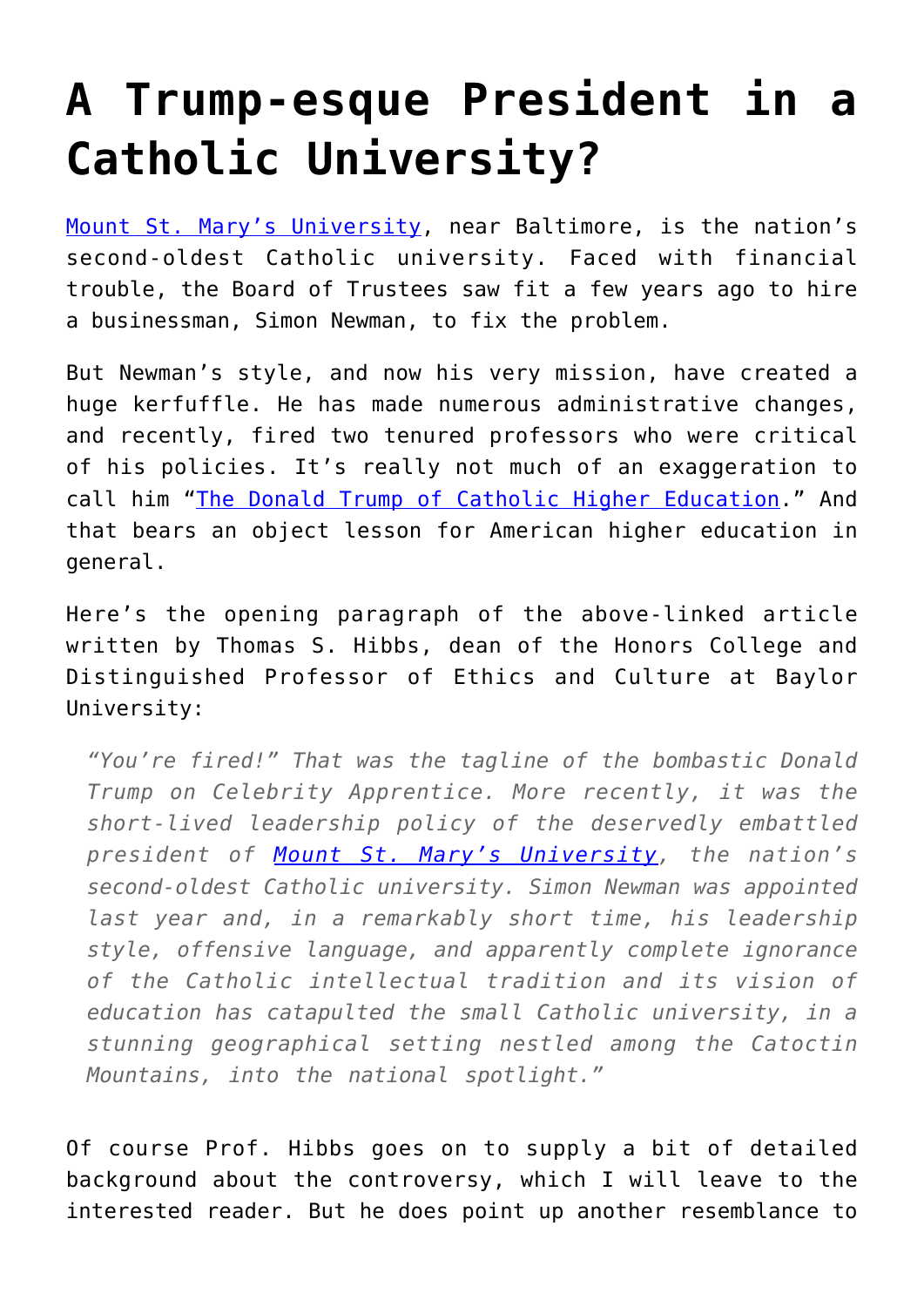# A Trump-esque President in a Catholic University?

Mount St. Mary's University, near Baltimore, is the nation's second-oldest Catholic university. Faced with financial trouble, the Board of Trustees saw fit a few years ago to hire a businessman, Simon Newman, to fix the problem.

But Newman's style, and now his very mission, have created a huge kerfuffle. He has made numerous administrative changes, and recently, fired two tenured professors who were critical of his policies. It's really not much of an exaggeration to call him "The Donald Trump of Catholic Higher Education." And that bears an object lesson for American higher education in general.

Here's the opening paragraph of the above-linked article written by Thomas S. Hibbs, dean of the Honors College and Distinguished Professor of Ethics and Culture at Baylor University:

> *"You're fired!" That was the tagline of the bombastic Donald Trump on Celebrity Apprentice. More recently, it was the short-lived leadership policy of the deservedly embattled president of Mount St. Mary's University, the nation's second-oldest Catholic university. Simon Newman was appointed last year and, in a remarkably short time, his leadership style, offensive language, and apparently complete ignorance of the Catholic intellectual tradition and its vision of education has catapulted the small Catholic university, in a stunning geographical setting nestled among the Catoctin Mountains, into the national spotlight."*

Of course Prof. Hibbs goes on to supply a bit of detailed background about the controversy, which I will leave to the interested reader. But he does point up another resemblance to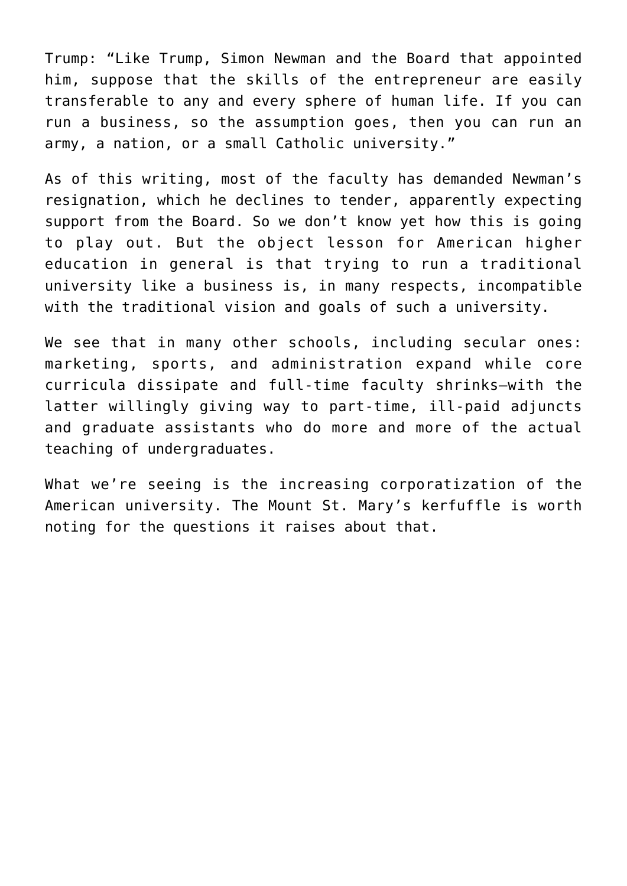Trump: “Like Trump, Simon Newman and the Board that appointed him, suppose that the skills of the entrepreneur are easily transferable to any and every sphere of human life. If you can run a business, so the assumption goes, then you can run an army, a nation, or a small Catholic university.”

As of this writing, most of the faculty has demanded Newman’s resignation, which he declines to tender, apparently expecting support from the Board. So we don’t know yet how this is going to play out. But the object lesson for American higher education in general is that trying to run a traditional university like a business is, in many respects, incompatible with the traditional vision and goals of such a university.

We see that in many other schools, including secular ones: marketing, sports, and administration expand while core curricula dissipate and full-time faculty shrinks—with the latter willingly giving way to part-time, ill-paid adjuncts and graduate assistants who do more and more of the actual teaching of undergraduates.

What we’re seeing is the increasing corporatization of the American university. The Mount St. Mary’s kerfuffle is worth noting for the questions it raises about that.